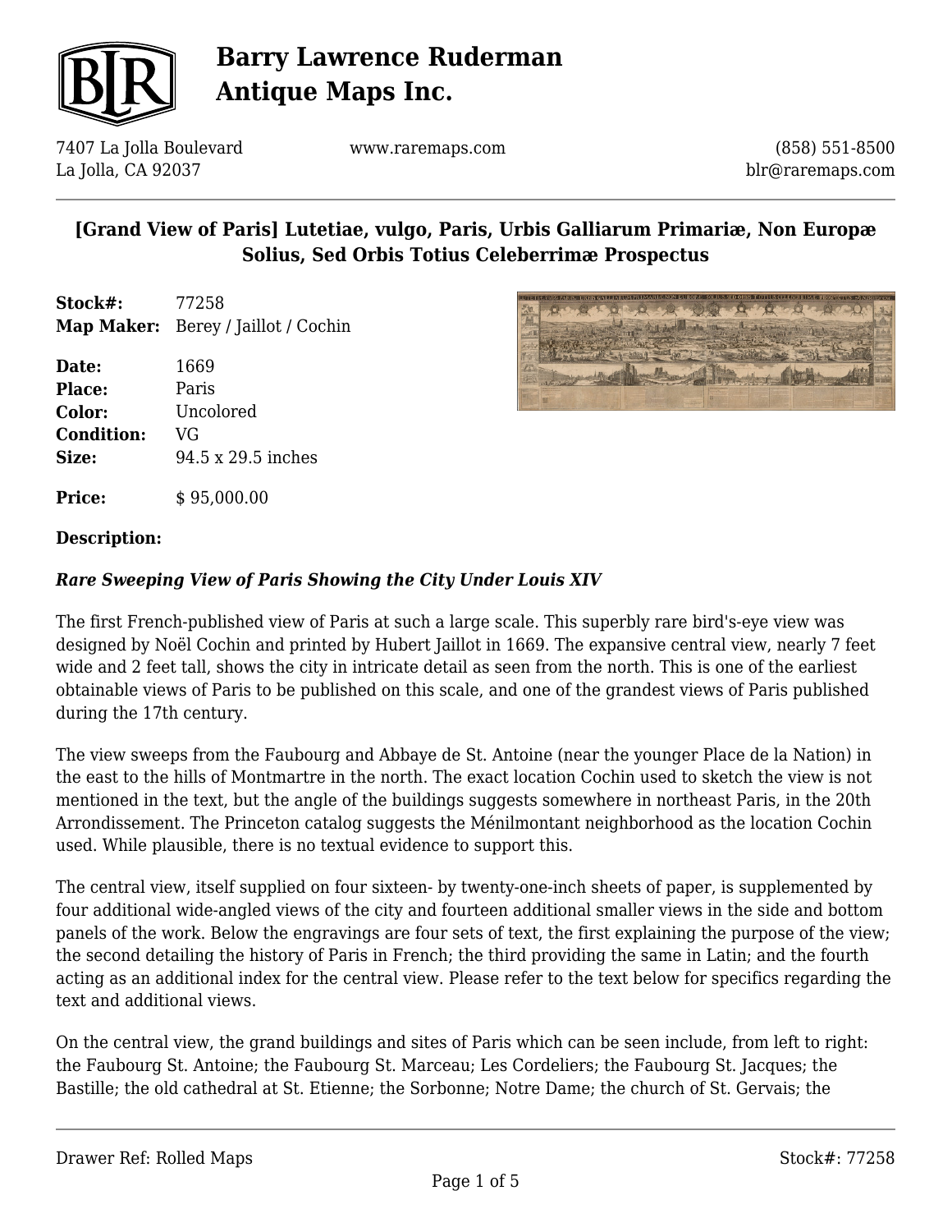# Barry Lawrence Ruderman Antique Maps Inc.

7407 La Jolla Boulevard
La Jolla, CA 92037

www.raremaps.com

(858) 551-8500
blr@raremaps.com

## [Grand View of Paris] Lutetiae, vulgo, Paris, Urbis Galliarum Primariæ, Non Europæ Solius, Sed Orbis Totius Celeberrimæ Prospectus

**Stock#:** 77258
**Map Maker:** Berey / Jaillot / Cochin

**Date:** 1669
**Place:** Paris
**Color:** Uncolored
**Condition:** VG
**Size:** 94.5 x 29.5 inches

**Price:** $ 95,000.00

**Description:**

***Rare Sweeping View of Paris Showing the City Under Louis XIV***

The first French-published view of Paris at such a large scale. This superbly rare bird's-eye view was designed by Noël Cochin and printed by Hubert Jaillot in 1669. The expansive central view, nearly 7 feet wide and 2 feet tall, shows the city in intricate detail as seen from the north. This is one of the earliest obtainable views of Paris to be published on this scale, and one of the grandest views of Paris published during the 17th century.

The view sweeps from the Faubourg and Abbaye de St. Antoine (near the younger Place de la Nation) in the east to the hills of Montmartre in the north. The exact location Cochin used to sketch the view is not mentioned in the text, but the angle of the buildings suggests somewhere in northeast Paris, in the 20th Arrondissement. The Princeton catalog suggests the Ménilmontant neighborhood as the location Cochin used. While plausible, there is no textual evidence to support this.

The central view, itself supplied on four sixteen- by twenty-one-inch sheets of paper, is supplemented by four additional wide-angled views of the city and fourteen additional smaller views in the side and bottom panels of the work. Below the engravings are four sets of text, the first explaining the purpose of the view; the second detailing the history of Paris in French; the third providing the same in Latin; and the fourth acting as an additional index for the central view. Please refer to the text below for specifics regarding the text and additional views.

On the central view, the grand buildings and sites of Paris which can be seen include, from left to right: the Faubourg St. Antoine; the Faubourg St. Marceau; Les Cordeliers; the Faubourg St. Jacques; the Bastille; the old cathedral at St. Etienne; the Sorbonne; Notre Dame; the church of St. Gervais; the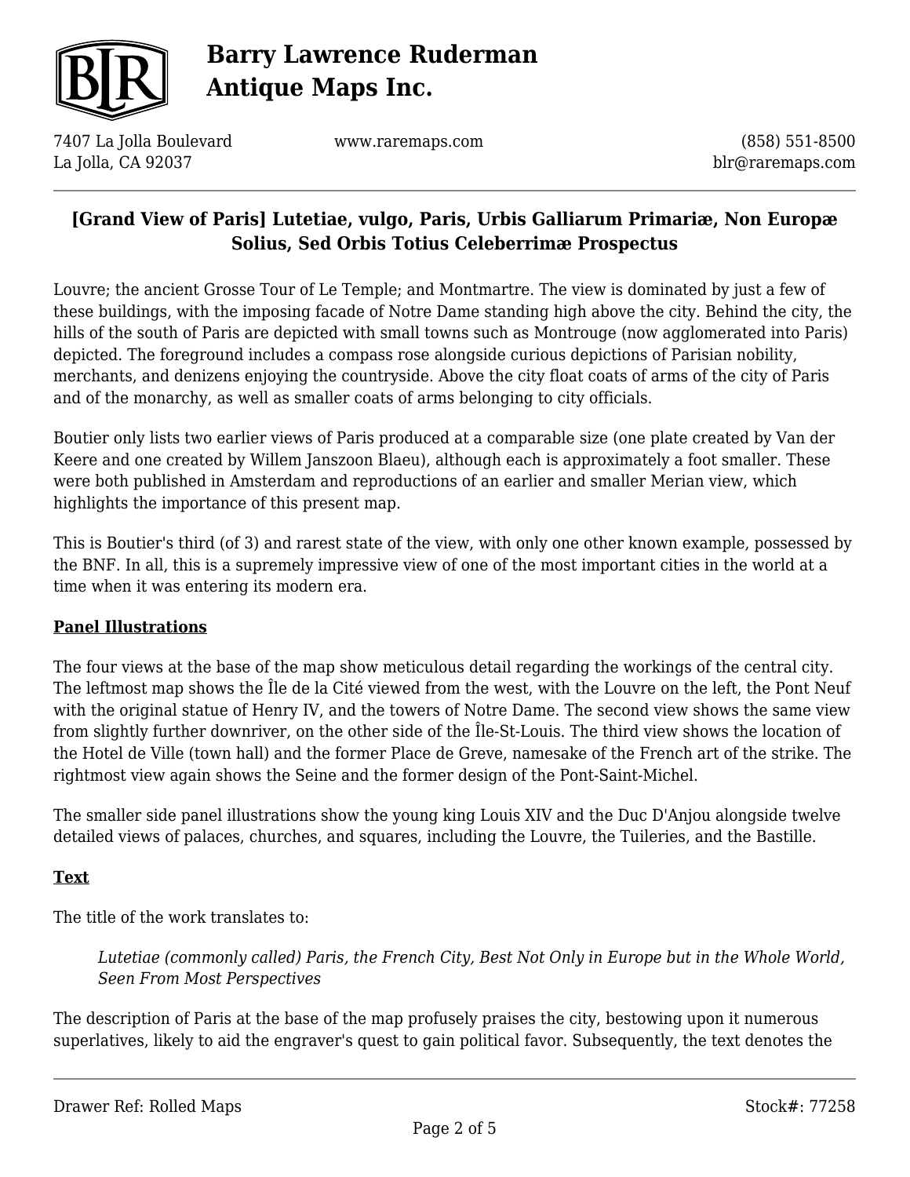Louvre; the ancient Grosse Tour of Le Temple; and Montmartre. The view is dominated by just a few of these buildings, with the imposing facade of Notre Dame standing high above the city. Behind the city, the hills of the south of Paris are depicted with small towns such as Montrouge (now agglomerated into Paris) depicted. The foreground includes a compass rose alongside curious depictions of Parisian nobility, merchants, and denizens enjoying the countryside. Above the city float coats of arms of the city of Paris and of the monarchy, as well as smaller coats of arms belonging to city officials.

Boutier only lists two earlier views of Paris produced at a comparable size (one plate created by Van der Keere and one created by Willem Janszoon Blaeu), although each is approximately a foot smaller. These were both published in Amsterdam and reproductions of an earlier and smaller Merian view, which highlights the importance of this present map.

This is Boutier's third (of 3) and rarest state of the view, with only one other known example, possessed by the BNF. In all, this is a supremely impressive view of one of the most important cities in the world at a time when it was entering its modern era.

**Panel Illustrations**

The four views at the base of the map show meticulous detail regarding the workings of the central city. The leftmost map shows the Île de la Cité viewed from the west, with the Louvre on the left, the Pont Neuf with the original statue of Henry IV, and the towers of Notre Dame. The second view shows the same view from slightly further downriver, on the other side of the Île-St-Louis. The third view shows the location of the Hotel de Ville (town hall) and the former Place de Greve, namesake of the French art of the strike. The rightmost view again shows the Seine and the former design of the Pont-Saint-Michel.

The smaller side panel illustrations show the young king Louis XIV and the Duc D'Anjou alongside twelve detailed views of palaces, churches, and squares, including the Louvre, the Tuileries, and the Bastille.

**Text**

The title of the work translates to:

> *Lutetiae (commonly called) Paris, the French City, Best Not Only in Europe but in the Whole World, Seen From Most Perspectives*

The description of Paris at the base of the map profusely praises the city, bestowing upon it numerous superlatives, likely to aid the engraver's quest to gain political favor. Subsequently, the text denotes the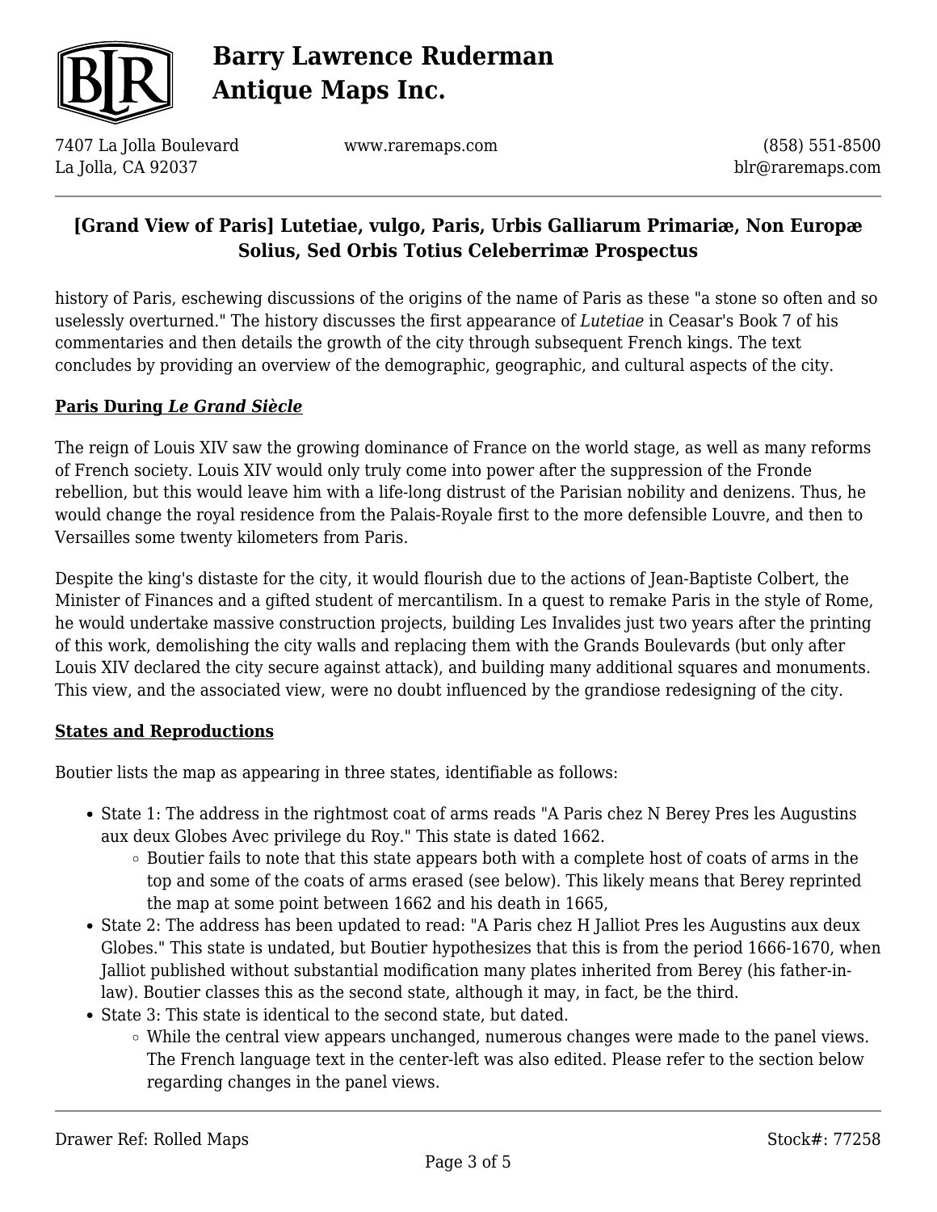history of Paris, eschewing discussions of the origins of the name of Paris as these "a stone so often and so uselessly overturned." The history discusses the first appearance of *Lutetiae* in Ceasar's Book 7 of his commentaries and then details the growth of the city through subsequent French kings. The text concludes by providing an overview of the demographic, geographic, and cultural aspects of the city.

## Paris During *Le Grand Siècle*

The reign of Louis XIV saw the growing dominance of France on the world stage, as well as many reforms of French society. Louis XIV would only truly come into power after the suppression of the Fronde rebellion, but this would leave him with a life-long distrust of the Parisian nobility and denizens. Thus, he would change the royal residence from the Palais-Royale first to the more defensible Louvre, and then to Versailles some twenty kilometers from Paris.

Despite the king's distaste for the city, it would flourish due to the actions of Jean-Baptiste Colbert, the Minister of Finances and a gifted student of mercantilism. In a quest to remake Paris in the style of Rome, he would undertake massive construction projects, building Les Invalides just two years after the printing of this work, demolishing the city walls and replacing them with the Grands Boulevards (but only after Louis XIV declared the city secure against attack), and building many additional squares and monuments. This view, and the associated view, were no doubt influenced by the grandiose redesigning of the city.

## States and Reproductions

Boutier lists the map as appearing in three states, identifiable as follows:

- State 1: The address in the rightmost coat of arms reads "A Paris chez N Berey Pres les Augustins aux deux Globes Avec privilege du Roy." This state is dated 1662.
  - Boutier fails to note that this state appears both with a complete host of coats of arms in the top and some of the coats of arms erased (see below). This likely means that Berey reprinted the map at some point between 1662 and his death in 1665,
- State 2: The address has been updated to read: "A Paris chez H Jalliot Pres les Augustins aux deux Globes." This state is undated, but Boutier hypothesizes that this is from the period 1666-1670, when Jalliot published without substantial modification many plates inherited from Berey (his father-in-law). Boutier classes this as the second state, although it may, in fact, be the third.
- State 3: This state is identical to the second state, but dated.
  - While the central view appears unchanged, numerous changes were made to the panel views. The French language text in the center-left was also edited. Please refer to the section below regarding changes in the panel views.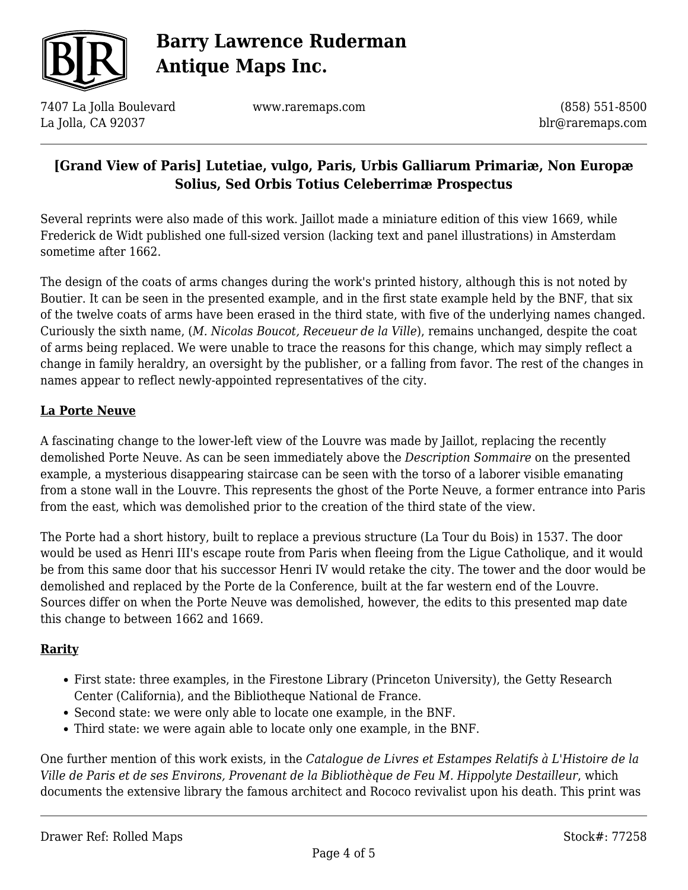# [Grand View of Paris] Lutetiae, vulgo, Paris, Urbis Galliarum Primariæ, Non Europæ Solius, Sed Orbis Totius Celeberrimæ Prospectus

Several reprints were also made of this work. Jaillot made a miniature edition of this view 1669, while Frederick de Widt published one full-sized version (lacking text and panel illustrations) in Amsterdam sometime after 1662.

The design of the coats of arms changes during the work's printed history, although this is not noted by Boutier. It can be seen in the presented example, and in the first state example held by the BNF, that six of the twelve coats of arms have been erased in the third state, with five of the underlying names changed. Curiously the sixth name, (*M. Nicolas Boucot, Receueur de la Ville*), remains unchanged, despite the coat of arms being replaced. We were unable to trace the reasons for this change, which may simply reflect a change in family heraldry, an oversight by the publisher, or a falling from favor. The rest of the changes in names appear to reflect newly-appointed representatives of the city.

## La Porte Neuve

A fascinating change to the lower-left view of the Louvre was made by Jaillot, replacing the recently demolished Porte Neuve. As can be seen immediately above the *Description Sommaire* on the presented example, a mysterious disappearing staircase can be seen with the torso of a laborer visible emanating from a stone wall in the Louvre. This represents the ghost of the Porte Neuve, a former entrance into Paris from the east, which was demolished prior to the creation of the third state of the view.

The Porte had a short history, built to replace a previous structure (La Tour du Bois) in 1537. The door would be used as Henri III's escape route from Paris when fleeing from the Ligue Catholique, and it would be from this same door that his successor Henri IV would retake the city. The tower and the door would be demolished and replaced by the Porte de la Conference, built at the far western end of the Louvre. Sources differ on when the Porte Neuve was demolished, however, the edits to this presented map date this change to between 1662 and 1669.

## Rarity

- First state: three examples, in the Firestone Library (Princeton University), the Getty Research Center (California), and the Bibliotheque National de France.
- Second state: we were only able to locate one example, in the BNF.
- Third state: we were again able to locate only one example, in the BNF.

One further mention of this work exists, in the *Catalogue de Livres et Estampes Relatifs à L'Histoire de la Ville de Paris et de ses Environs, Provenant de la Bibliothèque de Feu M. Hippolyte Destailleur*, which documents the extensive library the famous architect and Rococo revivalist upon his death. This print was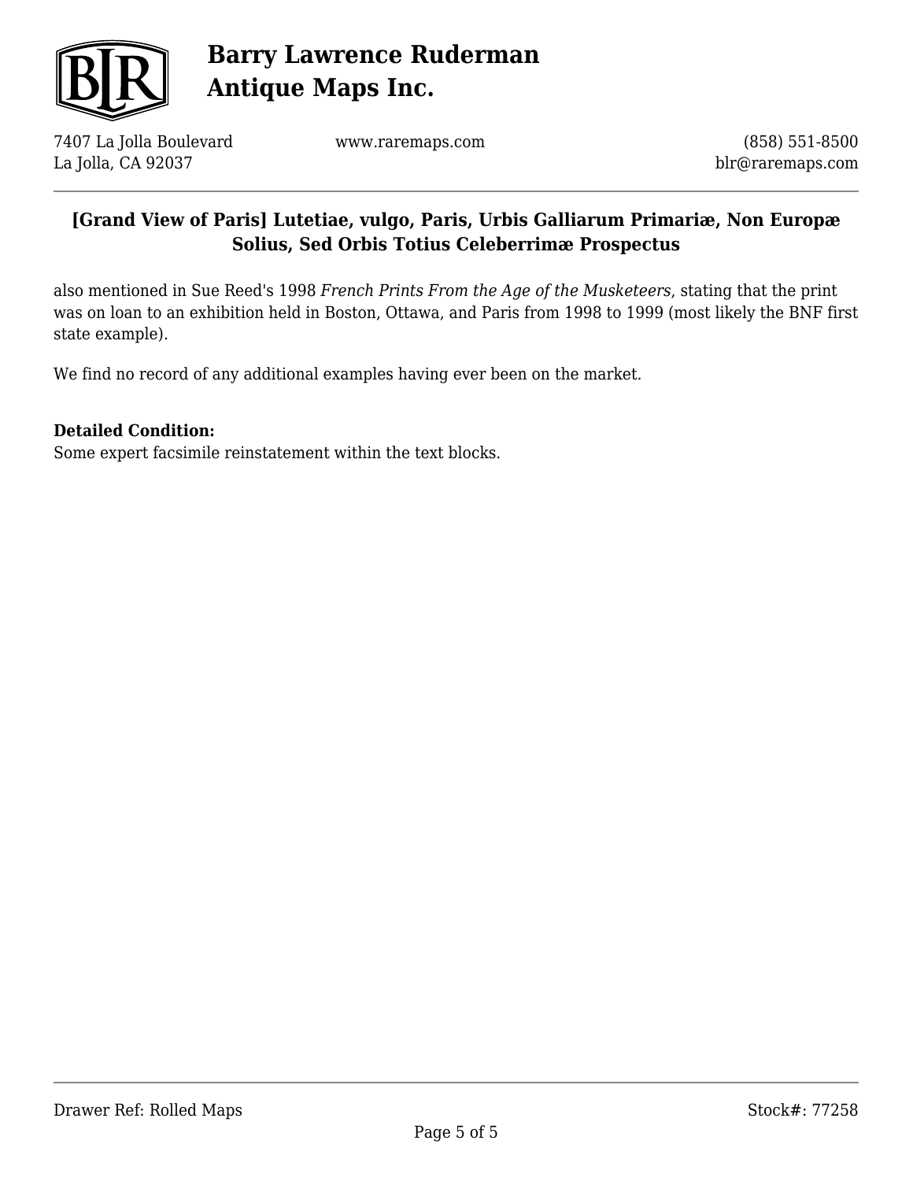also mentioned in Sue Reed's 1998 *French Prints From the Age of the Musketeers*, stating that the print was on loan to an exhibition held in Boston, Ottawa, and Paris from 1998 to 1999 (most likely the BNF first state example).

We find no record of any additional examples having ever been on the market.

**Detailed Condition:**
Some expert facsimile reinstatement within the text blocks.